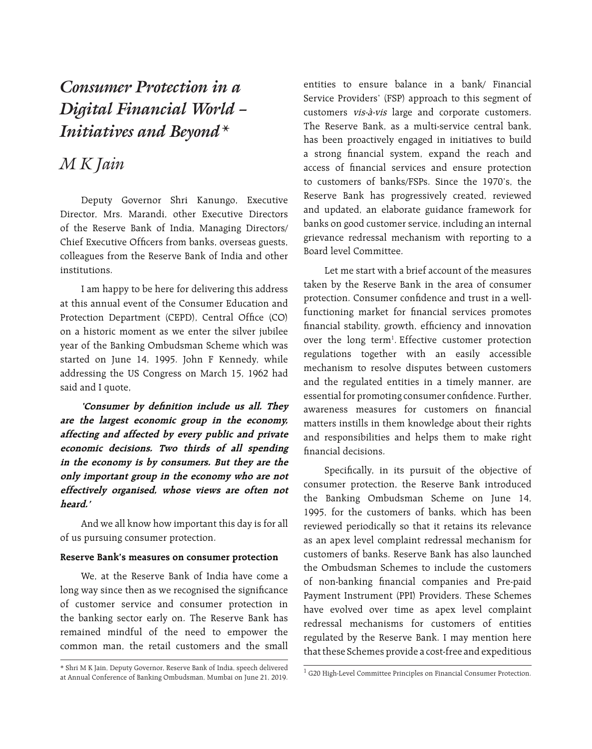# *Consumer Protection in a Digital Financial World – Initiatives and Beyond\**

## *M K Jain*

Deputy Governor Shri Kanungo, Executive Director, Mrs. Marandi, other Executive Directors of the Reserve Bank of India, Managing Directors/ Chief Executive Officers from banks, overseas guests, colleagues from the Reserve Bank of India and other institutions.

I am happy to be here for delivering this address at this annual event of the Consumer Education and Protection Department (CEPD), Central Office (CO) on a historic moment as we enter the silver jubilee year of the Banking Ombudsman Scheme which was started on June 14, 1995. John F Kennedy, while addressing the US Congress on March 15, 1962 had said and I quote,

***'Consumer by definition include us all. They are the largest economic group in the economy, affecting and affected by every public and private economic decisions. Two thirds of all spending in the economy is by consumers. But they are the only important group in the economy who are not effectively organised, whose views are often not heard.'***

And we all know how important this day is for all of us pursuing consumer protection.

**Reserve Bank's measures on consumer protection**

We, at the Reserve Bank of India have come a long way since then as we recognised the significance of customer service and consumer protection in the banking sector early on. The Reserve Bank has remained mindful of the need to empower the common man, the retail customers and the small entities to ensure balance in a bank/ Financial Service Providers' (FSP) approach to this segment of customers *vis-à-vis* large and corporate customers. The Reserve Bank, as a multi-service central bank, has been proactively engaged in initiatives to build a strong financial system, expand the reach and access of financial services and ensure protection to customers of banks/FSPs. Since the 1970's, the Reserve Bank has progressively created, reviewed and updated, an elaborate guidance framework for banks on good customer service, including an internal grievance redressal mechanism with reporting to a Board level Committee.

Let me start with a brief account of the measures taken by the Reserve Bank in the area of consumer protection. Consumer confidence and trust in a well-functioning market for financial services promotes financial stability, growth, efficiency and innovation over the long term[1]. Effective customer protection regulations together with an easily accessible mechanism to resolve disputes between customers and the regulated entities in a timely manner, are essential for promoting consumer confidence. Further, awareness measures for customers on financial matters instills in them knowledge about their rights and responsibilities and helps them to make right financial decisions.

Specifically, in its pursuit of the objective of consumer protection, the Reserve Bank introduced the Banking Ombudsman Scheme on June 14, 1995, for the customers of banks, which has been reviewed periodically so that it retains its relevance as an apex level complaint redressal mechanism for customers of banks. Reserve Bank has also launched the Ombudsman Schemes to include the customers of non-banking financial companies and Pre-paid Payment Instrument (PPI) Providers. These Schemes have evolved over time as apex level complaint redressal mechanisms for customers of entities regulated by the Reserve Bank. I may mention here that these Schemes provide a cost-free and expeditious

\* Shri M K Jain, Deputy Governor, Reserve Bank of India, speech delivered at Annual Conference of Banking Ombudsman, Mumbai on June 21, 2019.

[1] G20 High-Level Committee Principles on Financial Consumer Protection.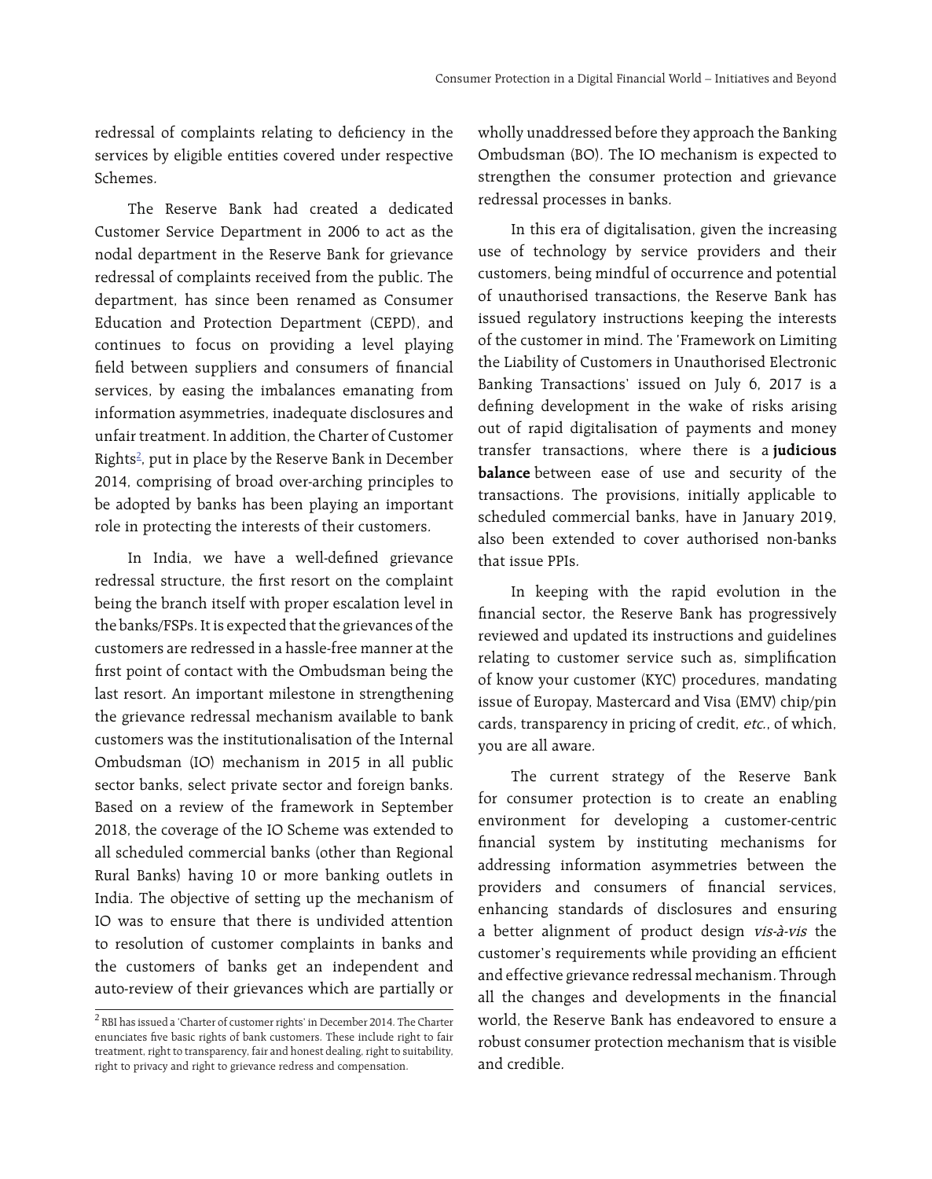redressal of complaints relating to deficiency in the services by eligible entities covered under respective Schemes.

The Reserve Bank had created a dedicated Customer Service Department in 2006 to act as the nodal department in the Reserve Bank for grievance redressal of complaints received from the public. The department, has since been renamed as Consumer Education and Protection Department (CEPD), and continues to focus on providing a level playing field between suppliers and consumers of financial services, by easing the imbalances emanating from information asymmetries, inadequate disclosures and unfair treatment. In addition, the Charter of Customer Rights[2], put in place by the Reserve Bank in December 2014, comprising of broad over-arching principles to be adopted by banks has been playing an important role in protecting the interests of their customers.

In India, we have a well-defined grievance redressal structure, the first resort on the complaint being the branch itself with proper escalation level in the banks/FSPs. It is expected that the grievances of the customers are redressed in a hassle-free manner at the first point of contact with the Ombudsman being the last resort. An important milestone in strengthening the grievance redressal mechanism available to bank customers was the institutionalisation of the Internal Ombudsman (IO) mechanism in 2015 in all public sector banks, select private sector and foreign banks. Based on a review of the framework in September 2018, the coverage of the IO Scheme was extended to all scheduled commercial banks (other than Regional Rural Banks) having 10 or more banking outlets in India. The objective of setting up the mechanism of IO was to ensure that there is undivided attention to resolution of customer complaints in banks and the customers of banks get an independent and auto-review of their grievances which are partially or wholly unaddressed before they approach the Banking Ombudsman (BO). The IO mechanism is expected to strengthen the consumer protection and grievance redressal processes in banks.

In this era of digitalisation, given the increasing use of technology by service providers and their customers, being mindful of occurrence and potential of unauthorised transactions, the Reserve Bank has issued regulatory instructions keeping the interests of the customer in mind. The 'Framework on Limiting the Liability of Customers in Unauthorised Electronic Banking Transactions' issued on July 6, 2017 is a defining development in the wake of risks arising out of rapid digitalisation of payments and money transfer transactions, where there is a **judicious balance** between ease of use and security of the transactions. The provisions, initially applicable to scheduled commercial banks, have in January 2019, also been extended to cover authorised non-banks that issue PPIs.

In keeping with the rapid evolution in the financial sector, the Reserve Bank has progressively reviewed and updated its instructions and guidelines relating to customer service such as, simplification of know your customer (KYC) procedures, mandating issue of Europay, Mastercard and Visa (EMV) chip/pin cards, transparency in pricing of credit, *etc.*, of which, you are all aware.

The current strategy of the Reserve Bank for consumer protection is to create an enabling environment for developing a customer-centric financial system by instituting mechanisms for addressing information asymmetries between the providers and consumers of financial services, enhancing standards of disclosures and ensuring a better alignment of product design *vis-à-vis* the customer's requirements while providing an efficient and effective grievance redressal mechanism. Through all the changes and developments in the financial world, the Reserve Bank has endeavored to ensure a robust consumer protection mechanism that is visible and credible.

[2] RBI has issued a 'Charter of customer rights' in December 2014. The Charter enunciates five basic rights of bank customers. These include right to fair treatment, right to transparency, fair and honest dealing, right to suitability, right to privacy and right to grievance redress and compensation.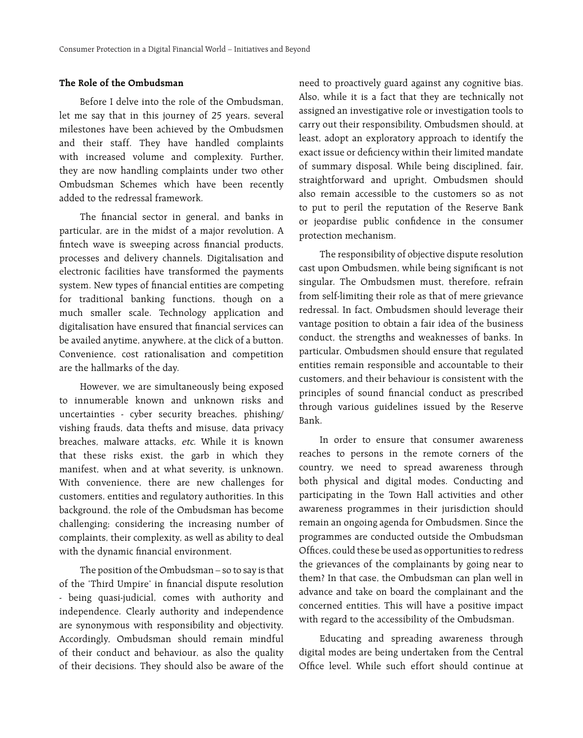## The Role of the Ombudsman

Before I delve into the role of the Ombudsman, let me say that in this journey of 25 years, several milestones have been achieved by the Ombudsmen and their staff. They have handled complaints with increased volume and complexity. Further, they are now handling complaints under two other Ombudsman Schemes which have been recently added to the redressal framework.

The financial sector in general, and banks in particular, are in the midst of a major revolution. A fintech wave is sweeping across financial products, processes and delivery channels. Digitalisation and electronic facilities have transformed the payments system. New types of financial entities are competing for traditional banking functions, though on a much smaller scale. Technology application and digitalisation have ensured that financial services can be availed anytime, anywhere, at the click of a button. Convenience, cost rationalisation and competition are the hallmarks of the day.

However, we are simultaneously being exposed to innumerable known and unknown risks and uncertainties - cyber security breaches, phishing/vishing frauds, data thefts and misuse, data privacy breaches, malware attacks, *etc.* While it is known that these risks exist, the garb in which they manifest, when and at what severity, is unknown. With convenience, there are new challenges for customers, entities and regulatory authorities. In this background, the role of the Ombudsman has become challenging; considering the increasing number of complaints, their complexity, as well as ability to deal with the dynamic financial environment.

The position of the Ombudsman – so to say is that of the 'Third Umpire' in financial dispute resolution - being quasi-judicial, comes with authority and independence. Clearly authority and independence are synonymous with responsibility and objectivity. Accordingly, Ombudsman should remain mindful of their conduct and behaviour, as also the quality of their decisions. They should also be aware of the need to proactively guard against any cognitive bias. Also, while it is a fact that they are technically not assigned an investigative role or investigation tools to carry out their responsibility, Ombudsmen should, at least, adopt an exploratory approach to identify the exact issue or deficiency within their limited mandate of summary disposal. While being disciplined, fair, straightforward and upright, Ombudsmen should also remain accessible to the customers so as not to put to peril the reputation of the Reserve Bank or jeopardise public confidence in the consumer protection mechanism.

The responsibility of objective dispute resolution cast upon Ombudsmen, while being significant is not singular. The Ombudsmen must, therefore, refrain from self-limiting their role as that of mere grievance redressal. In fact, Ombudsmen should leverage their vantage position to obtain a fair idea of the business conduct, the strengths and weaknesses of banks. In particular, Ombudsmen should ensure that regulated entities remain responsible and accountable to their customers, and their behaviour is consistent with the principles of sound financial conduct as prescribed through various guidelines issued by the Reserve Bank.

In order to ensure that consumer awareness reaches to persons in the remote corners of the country, we need to spread awareness through both physical and digital modes. Conducting and participating in the Town Hall activities and other awareness programmes in their jurisdiction should remain an ongoing agenda for Ombudsmen. Since the programmes are conducted outside the Ombudsman Offices, could these be used as opportunities to redress the grievances of the complainants by going near to them? In that case, the Ombudsman can plan well in advance and take on board the complainant and the concerned entities. This will have a positive impact with regard to the accessibility of the Ombudsman.

Educating and spreading awareness through digital modes are being undertaken from the Central Office level. While such effort should continue at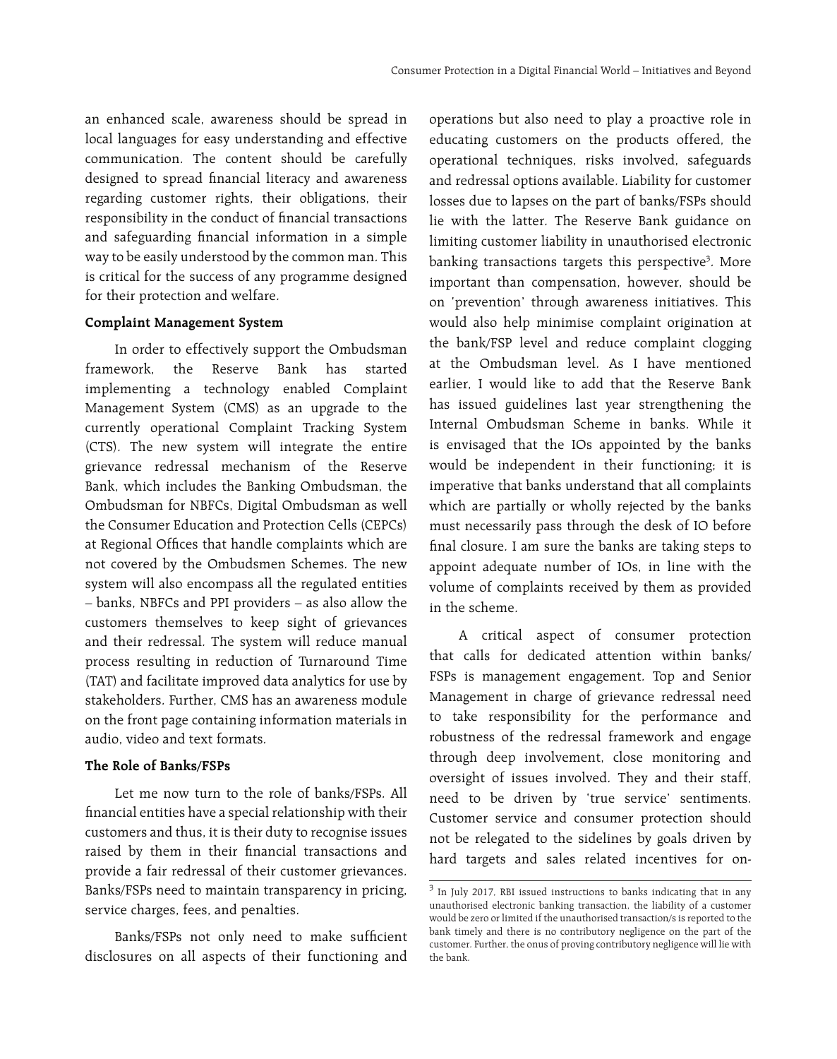an enhanced scale, awareness should be spread in local languages for easy understanding and effective communication. The content should be carefully designed to spread financial literacy and awareness regarding customer rights, their obligations, their responsibility in the conduct of financial transactions and safeguarding financial information in a simple way to be easily understood by the common man. This is critical for the success of any programme designed for their protection and welfare.

**Complaint Management System**

In order to effectively support the Ombudsman framework, the Reserve Bank has started implementing a technology enabled Complaint Management System (CMS) as an upgrade to the currently operational Complaint Tracking System (CTS). The new system will integrate the entire grievance redressal mechanism of the Reserve Bank, which includes the Banking Ombudsman, the Ombudsman for NBFCs, Digital Ombudsman as well the Consumer Education and Protection Cells (CEPCs) at Regional Offices that handle complaints which are not covered by the Ombudsmen Schemes. The new system will also encompass all the regulated entities – banks, NBFCs and PPI providers – as also allow the customers themselves to keep sight of grievances and their redressal. The system will reduce manual process resulting in reduction of Turnaround Time (TAT) and facilitate improved data analytics for use by stakeholders. Further, CMS has an awareness module on the front page containing information materials in audio, video and text formats.

**The Role of Banks/FSPs**

Let me now turn to the role of banks/FSPs. All financial entities have a special relationship with their customers and thus, it is their duty to recognise issues raised by them in their financial transactions and provide a fair redressal of their customer grievances. Banks/FSPs need to maintain transparency in pricing, service charges, fees, and penalties.

Banks/FSPs not only need to make sufficient disclosures on all aspects of their functioning and operations but also need to play a proactive role in educating customers on the products offered, the operational techniques, risks involved, safeguards and redressal options available. Liability for customer losses due to lapses on the part of banks/FSPs should lie with the latter. The Reserve Bank guidance on limiting customer liability in unauthorised electronic banking transactions targets this perspective[3]. More important than compensation, however, should be on 'prevention' through awareness initiatives. This would also help minimise complaint origination at the bank/FSP level and reduce complaint clogging at the Ombudsman level. As I have mentioned earlier, I would like to add that the Reserve Bank has issued guidelines last year strengthening the Internal Ombudsman Scheme in banks. While it is envisaged that the IOs appointed by the banks would be independent in their functioning; it is imperative that banks understand that all complaints which are partially or wholly rejected by the banks must necessarily pass through the desk of IO before final closure. I am sure the banks are taking steps to appoint adequate number of IOs, in line with the volume of complaints received by them as provided in the scheme.

A critical aspect of consumer protection that calls for dedicated attention within banks/FSPs is management engagement. Top and Senior Management in charge of grievance redressal need to take responsibility for the performance and robustness of the redressal framework and engage through deep involvement, close monitoring and oversight of issues involved. They and their staff, need to be driven by 'true service' sentiments. Customer service and consumer protection should not be relegated to the sidelines by goals driven by hard targets and sales related incentives for on-

[3] In July 2017, RBI issued instructions to banks indicating that in any unauthorised electronic banking transaction, the liability of a customer would be zero or limited if the unauthorised transaction/s is reported to the bank timely and there is no contributory negligence on the part of the customer. Further, the onus of proving contributory negligence will lie with the bank.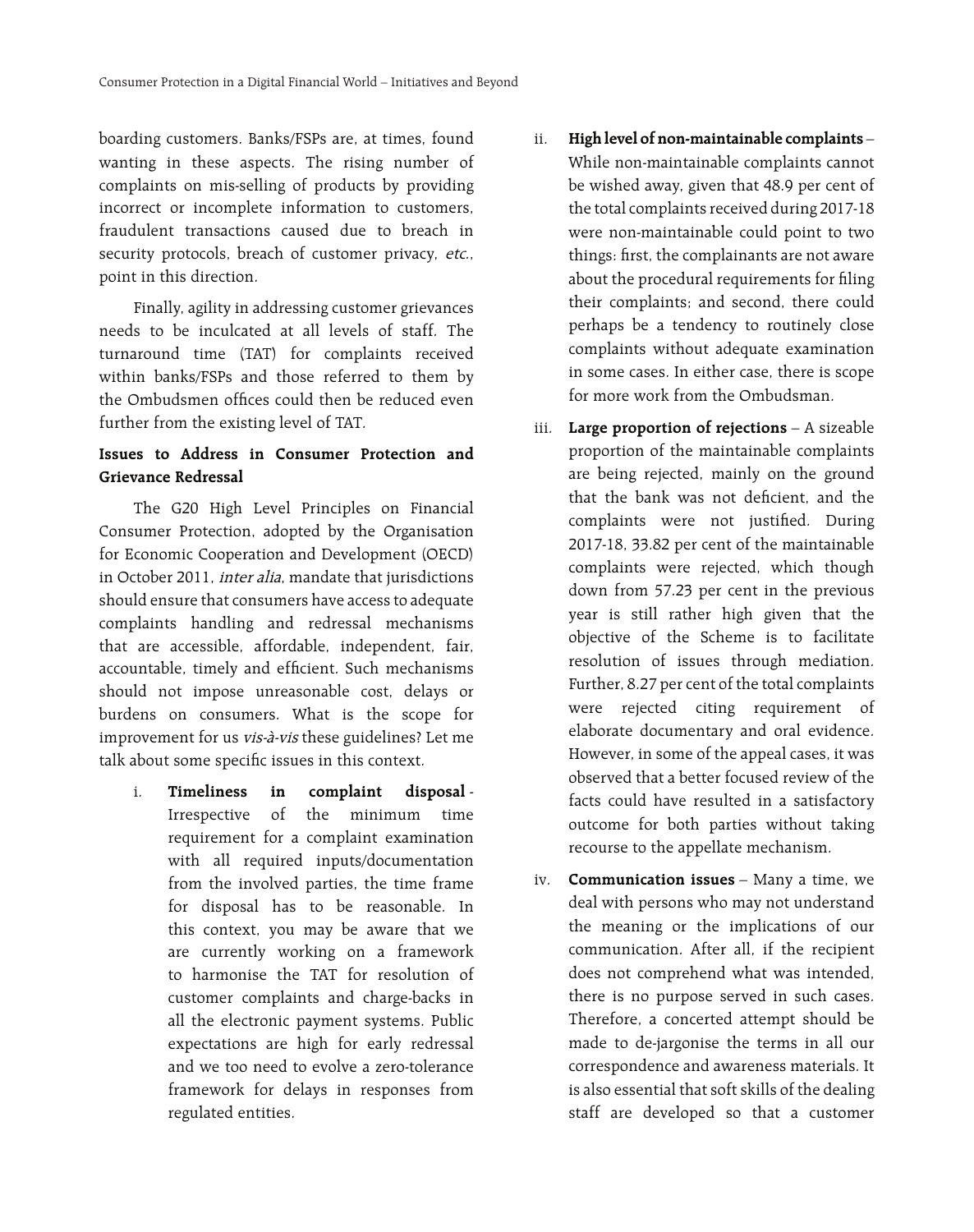boarding customers. Banks/FSPs are, at times, found wanting in these aspects. The rising number of complaints on mis-selling of products by providing incorrect or incomplete information to customers, fraudulent transactions caused due to breach in security protocols, breach of customer privacy, *etc.*, point in this direction.

Finally, agility in addressing customer grievances needs to be inculcated at all levels of staff. The turnaround time (TAT) for complaints received within banks/FSPs and those referred to them by the Ombudsmen offices could then be reduced even further from the existing level of TAT.

### Issues to Address in Consumer Protection and Grievance Redressal

The G20 High Level Principles on Financial Consumer Protection, adopted by the Organisation for Economic Cooperation and Development (OECD) in October 2011, *inter alia*, mandate that jurisdictions should ensure that consumers have access to adequate complaints handling and redressal mechanisms that are accessible, affordable, independent, fair, accountable, timely and efficient. Such mechanisms should not impose unreasonable cost, delays or burdens on consumers. What is the scope for improvement for us *vis-à-vis* these guidelines? Let me talk about some specific issues in this context.

i. **Timeliness in complaint disposal** - Irrespective of the minimum time requirement for a complaint examination with all required inputs/documentation from the involved parties, the time frame for disposal has to be reasonable. In this context, you may be aware that we are currently working on a framework to harmonise the TAT for resolution of customer complaints and charge-backs in all the electronic payment systems. Public expectations are high for early redressal and we too need to evolve a zero-tolerance framework for delays in responses from regulated entities.

ii. **High level of non-maintainable complaints** – While non-maintainable complaints cannot be wished away, given that 48.9 per cent of the total complaints received during 2017-18 were non-maintainable could point to two things: first, the complainants are not aware about the procedural requirements for filing their complaints; and second, there could perhaps be a tendency to routinely close complaints without adequate examination in some cases. In either case, there is scope for more work from the Ombudsman.

iii. **Large proportion of rejections** – A sizeable proportion of the maintainable complaints are being rejected, mainly on the ground that the bank was not deficient, and the complaints were not justified. During 2017-18, 33.82 per cent of the maintainable complaints were rejected, which though down from 57.23 per cent in the previous year is still rather high given that the objective of the Scheme is to facilitate resolution of issues through mediation. Further, 8.27 per cent of the total complaints were rejected citing requirement of elaborate documentary and oral evidence. However, in some of the appeal cases, it was observed that a better focused review of the facts could have resulted in a satisfactory outcome for both parties without taking recourse to the appellate mechanism.

iv. **Communication issues** – Many a time, we deal with persons who may not understand the meaning or the implications of our communication. After all, if the recipient does not comprehend what was intended, there is no purpose served in such cases. Therefore, a concerted attempt should be made to de-jargonise the terms in all our correspondence and awareness materials. It is also essential that soft skills of the dealing staff are developed so that a customer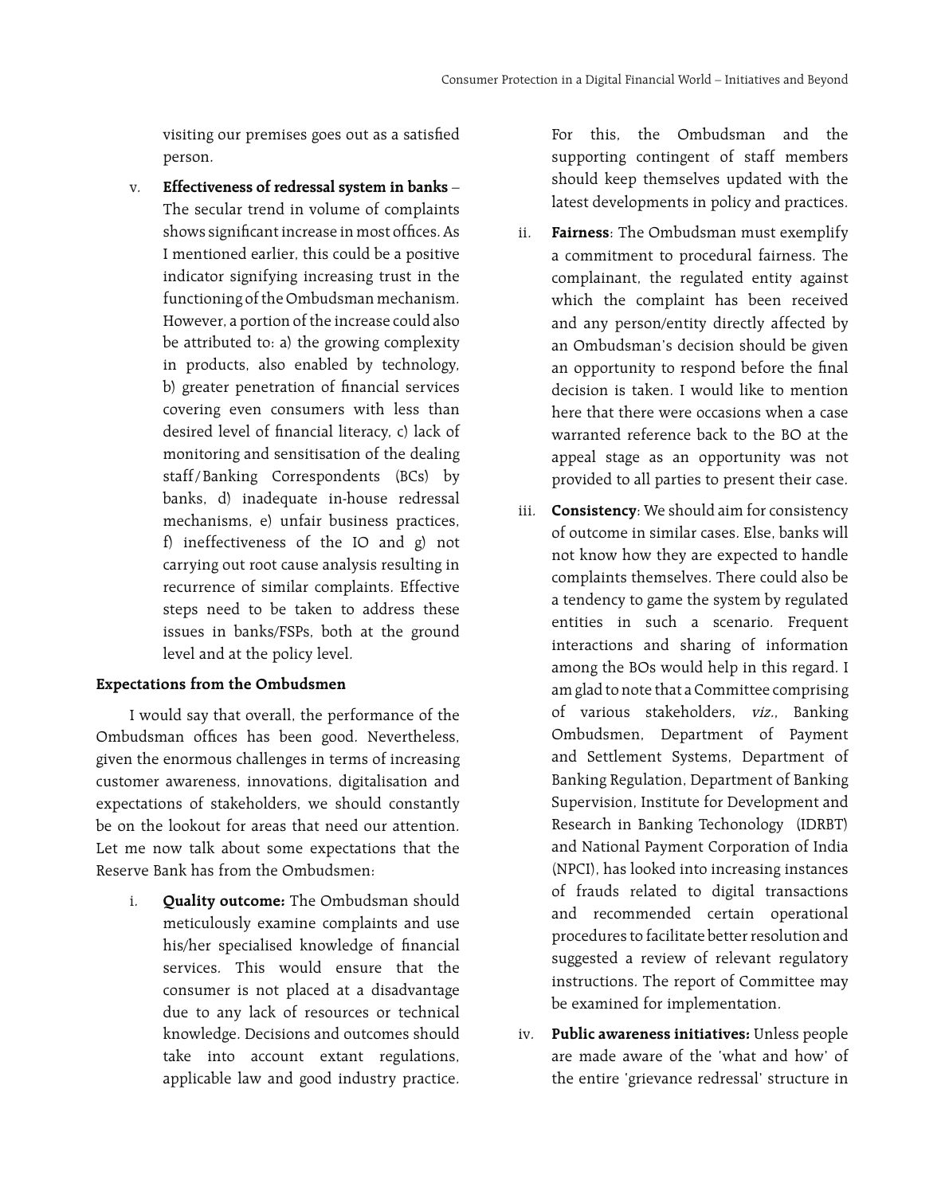visiting our premises goes out as a satisfied person.

v. **Effectiveness of redressal system in banks** – The secular trend in volume of complaints shows significant increase in most offices. As I mentioned earlier, this could be a positive indicator signifying increasing trust in the functioning of the Ombudsman mechanism. However, a portion of the increase could also be attributed to: a) the growing complexity in products, also enabled by technology, b) greater penetration of financial services covering even consumers with less than desired level of financial literacy, c) lack of monitoring and sensitisation of the dealing staff/Banking Correspondents (BCs) by banks, d) inadequate in-house redressal mechanisms, e) unfair business practices, f) ineffectiveness of the IO and g) not carrying out root cause analysis resulting in recurrence of similar complaints. Effective steps need to be taken to address these issues in banks/FSPs, both at the ground level and at the policy level.

**Expectations from the Ombudsmen**

I would say that overall, the performance of the Ombudsman offices has been good. Nevertheless, given the enormous challenges in terms of increasing customer awareness, innovations, digitalisation and expectations of stakeholders, we should constantly be on the lookout for areas that need our attention. Let me now talk about some expectations that the Reserve Bank has from the Ombudsmen:

i. **Quality outcome:** The Ombudsman should meticulously examine complaints and use his/her specialised knowledge of financial services. This would ensure that the consumer is not placed at a disadvantage due to any lack of resources or technical knowledge. Decisions and outcomes should take into account extant regulations, applicable law and good industry practice. For this, the Ombudsman and the supporting contingent of staff members should keep themselves updated with the latest developments in policy and practices.

ii. **Fairness**: The Ombudsman must exemplify a commitment to procedural fairness. The complainant, the regulated entity against which the complaint has been received and any person/entity directly affected by an Ombudsman's decision should be given an opportunity to respond before the final decision is taken. I would like to mention here that there were occasions when a case warranted reference back to the BO at the appeal stage as an opportunity was not provided to all parties to present their case.

iii. **Consistency**: We should aim for consistency of outcome in similar cases. Else, banks will not know how they are expected to handle complaints themselves. There could also be a tendency to game the system by regulated entities in such a scenario. Frequent interactions and sharing of information among the BOs would help in this regard. I am glad to note that a Committee comprising of various stakeholders, *viz.*, Banking Ombudsmen, Department of Payment and Settlement Systems, Department of Banking Regulation, Department of Banking Supervision, Institute for Development and Research in Banking Techonology (IDRBT) and National Payment Corporation of India (NPCI), has looked into increasing instances of frauds related to digital transactions and recommended certain operational procedures to facilitate better resolution and suggested a review of relevant regulatory instructions. The report of Committee may be examined for implementation.

iv. **Public awareness initiatives:** Unless people are made aware of the 'what and how' of the entire 'grievance redressal' structure in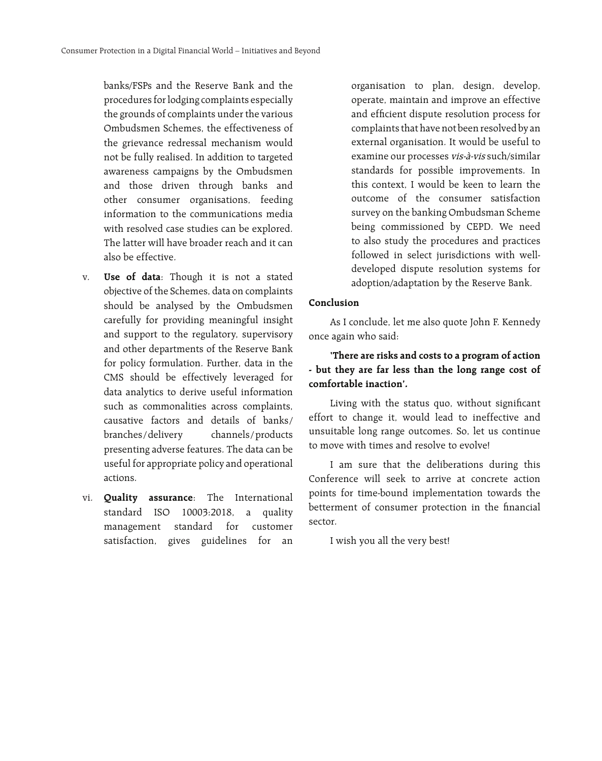banks/FSPs and the Reserve Bank and the procedures for lodging complaints especially the grounds of complaints under the various Ombudsmen Schemes, the effectiveness of the grievance redressal mechanism would not be fully realised. In addition to targeted awareness campaigns by the Ombudsmen and those driven through banks and other consumer organisations, feeding information to the communications media with resolved case studies can be explored. The latter will have broader reach and it can also be effective.

v. **Use of data**: Though it is not a stated objective of the Schemes, data on complaints should be analysed by the Ombudsmen carefully for providing meaningful insight and support to the regulatory, supervisory and other departments of the Reserve Bank for policy formulation. Further, data in the CMS should be effectively leveraged for data analytics to derive useful information such as commonalities across complaints, causative factors and details of banks/branches/delivery channels/products presenting adverse features. The data can be useful for appropriate policy and operational actions.

vi. **Quality assurance**: The International standard ISO 10003:2018, a quality management standard for customer satisfaction, gives guidelines for an organisation to plan, design, develop, operate, maintain and improve an effective and efficient dispute resolution process for complaints that have not been resolved by an external organisation. It would be useful to examine our processes *vis-à-vis* such/similar standards for possible improvements. In this context, I would be keen to learn the outcome of the consumer satisfaction survey on the banking Ombudsman Scheme being commissioned by CEPD. We need to also study the procedures and practices followed in select jurisdictions with well-developed dispute resolution systems for adoption/adaptation by the Reserve Bank.

**Conclusion**

As I conclude, let me also quote John F. Kennedy once again who said:

**'There are risks and costs to a program of action - but they are far less than the long range cost of comfortable inaction'.**

Living with the status quo, without significant effort to change it, would lead to ineffective and unsuitable long range outcomes. So, let us continue to move with times and resolve to evolve!

I am sure that the deliberations during this Conference will seek to arrive at concrete action points for time-bound implementation towards the betterment of consumer protection in the financial sector.

I wish you all the very best!